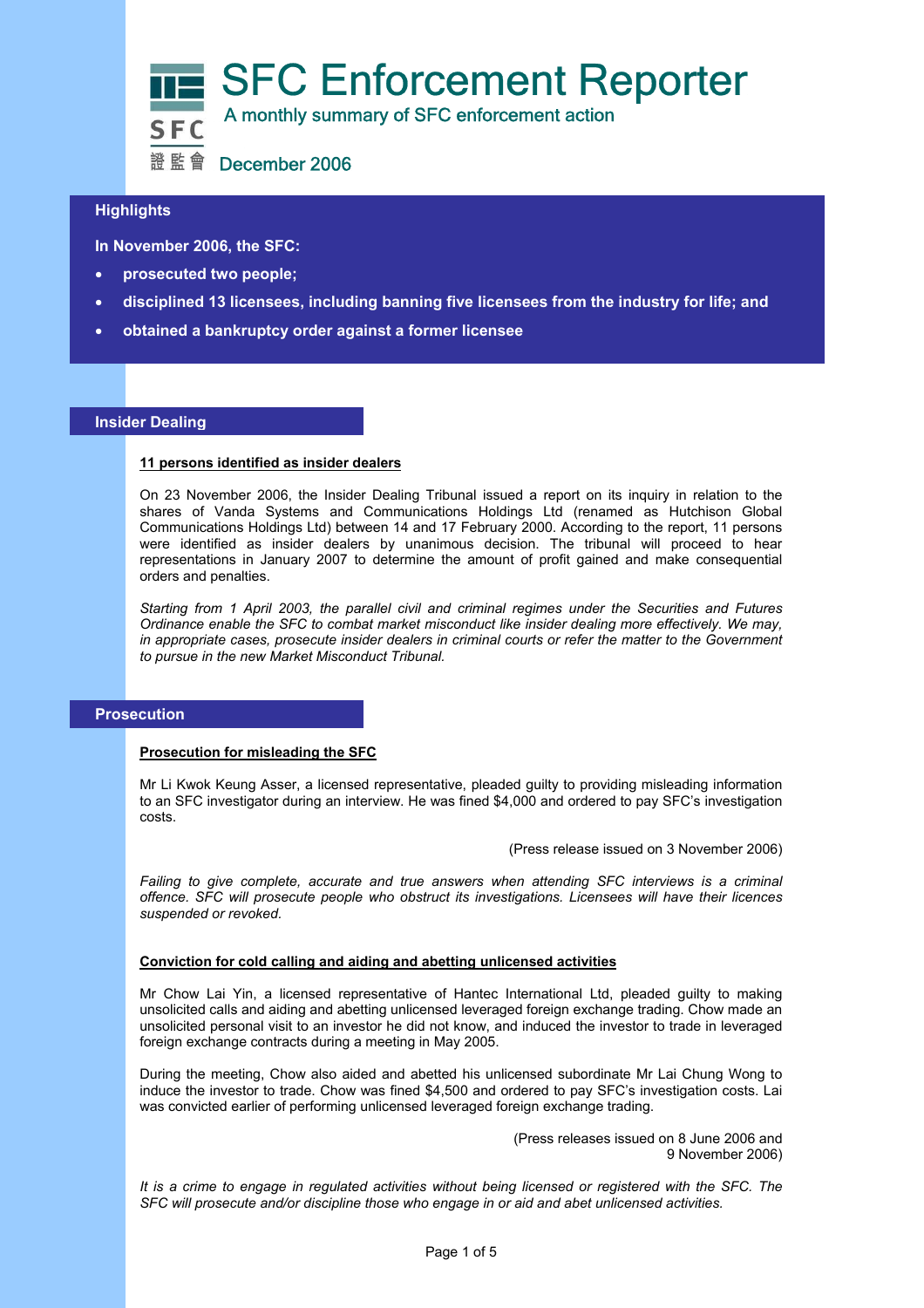# SFC Enforcement Reporter

A monthly summary of SFC enforcement action

SFC 證監會 December 2006

## Highlights

**In November 2006, the SFC:**

- **prosecuted two people;**
- **disciplined 13 licensees, including banning five licensees from the industry for life; and**
- **obtained a bankruptcy order against a former licensee**

## Insider Dealing

**11 persons identified as insider dealers**

On 23 November 2006, the Insider Dealing Tribunal issued a report on its inquiry in relation to the shares of Vanda Systems and Communications Holdings Ltd (renamed as Hutchison Global Communications Holdings Ltd) between 14 and 17 February 2000. According to the report, 11 persons were identified as insider dealers by unanimous decision. The tribunal will proceed to hear representations in January 2007 to determine the amount of profit gained and make consequential orders and penalties.

*Starting from 1 April 2003, the parallel civil and criminal regimes under the Securities and Futures Ordinance enable the SFC to combat market misconduct like insider dealing more effectively. We may, in appropriate cases, prosecute insider dealers in criminal courts or refer the matter to the Government to pursue in the new Market Misconduct Tribunal.*

## Prosecution

**Prosecution for misleading the SFC**

Mr Li Kwok Keung Asser, a licensed representative, pleaded guilty to providing misleading information to an SFC investigator during an interview. He was fined $4,000 and ordered to pay SFC's investigation costs.

(Press release issued on 3 November 2006)

*Failing to give complete, accurate and true answers when attending SFC interviews is a criminal offence. SFC will prosecute people who obstruct its investigations. Licensees will have their licences suspended or revoked.*

**Conviction for cold calling and aiding and abetting unlicensed activities**

Mr Chow Lai Yin, a licensed representative of Hantec International Ltd, pleaded guilty to making unsolicited calls and aiding and abetting unlicensed leveraged foreign exchange trading. Chow made an unsolicited personal visit to an investor he did not know, and induced the investor to trade in leveraged foreign exchange contracts during a meeting in May 2005.

During the meeting, Chow also aided and abetted his unlicensed subordinate Mr Lai Chung Wong to induce the investor to trade. Chow was fined $4,500 and ordered to pay SFC's investigation costs. Lai was convicted earlier of performing unlicensed leveraged foreign exchange trading.

(Press releases issued on 8 June 2006 and 9 November 2006)

*It is a crime to engage in regulated activities without being licensed or registered with the SFC. The SFC will prosecute and/or discipline those who engage in or aid and abet unlicensed activities.*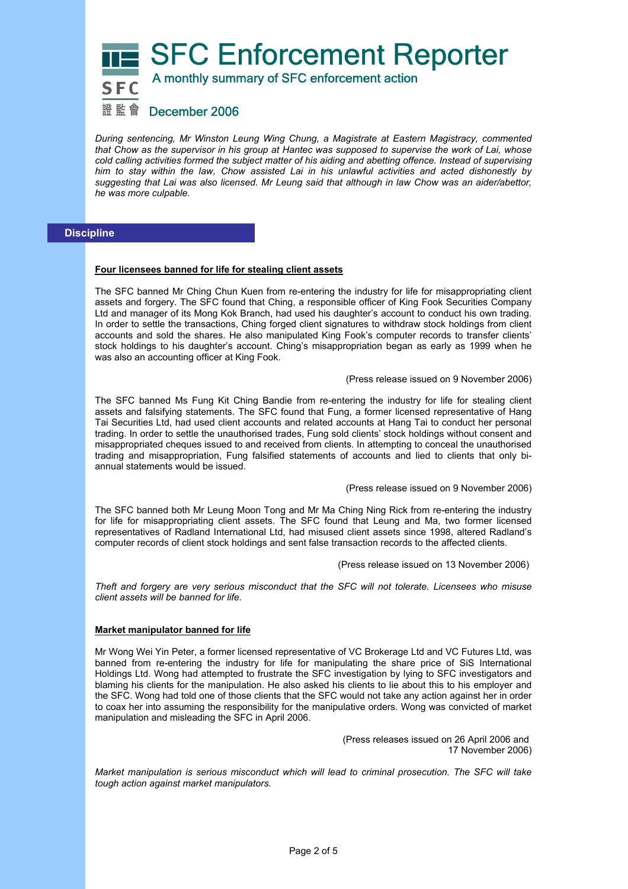*During sentencing, Mr Winston Leung Wing Chung, a Magistrate at Eastern Magistracy, commented that Chow as the supervisor in his group at Hantec was supposed to supervise the work of Lai, whose cold calling activities formed the subject matter of his aiding and abetting offence. Instead of supervising him to stay within the law, Chow assisted Lai in his unlawful activities and acted dishonestly by suggesting that Lai was also licensed. Mr Leung said that although in law Chow was an aider/abettor, he was more culpable.*

## Discipline

**Four licensees banned for life for stealing client assets**

The SFC banned Mr Ching Chun Kuen from re-entering the industry for life for misappropriating client assets and forgery. The SFC found that Ching, a responsible officer of King Fook Securities Company Ltd and manager of its Mong Kok Branch, had used his daughter's account to conduct his own trading. In order to settle the transactions, Ching forged client signatures to withdraw stock holdings from client accounts and sold the shares. He also manipulated King Fook's computer records to transfer clients' stock holdings to his daughter's account. Ching's misappropriation began as early as 1999 when he was also an accounting officer at King Fook.

(Press release issued on 9 November 2006)

The SFC banned Ms Fung Kit Ching Bandie from re-entering the industry for life for stealing client assets and falsifying statements. The SFC found that Fung, a former licensed representative of Hang Tai Securities Ltd, had used client accounts and related accounts at Hang Tai to conduct her personal trading. In order to settle the unauthorised trades, Fung sold clients' stock holdings without consent and misappropriated cheques issued to and received from clients. In attempting to conceal the unauthorised trading and misappropriation, Fung falsified statements of accounts and lied to clients that only bi-annual statements would be issued.

(Press release issued on 9 November 2006)

The SFC banned both Mr Leung Moon Tong and Mr Ma Ching Ning Rick from re-entering the industry for life for misappropriating client assets. The SFC found that Leung and Ma, two former licensed representatives of Radland International Ltd, had misused client assets since 1998, altered Radland's computer records of client stock holdings and sent false transaction records to the affected clients.

(Press release issued on 13 November 2006)

*Theft and forgery are very serious misconduct that the SFC will not tolerate. Licensees who misuse client assets will be banned for life.*

**Market manipulator banned for life**

Mr Wong Wei Yin Peter, a former licensed representative of VC Brokerage Ltd and VC Futures Ltd, was banned from re-entering the industry for life for manipulating the share price of SiS International Holdings Ltd. Wong had attempted to frustrate the SFC investigation by lying to SFC investigators and blaming his clients for the manipulation. He also asked his clients to lie about this to his employer and the SFC. Wong had told one of those clients that the SFC would not take any action against her in order to coax her into assuming the responsibility for the manipulative orders. Wong was convicted of market manipulation and misleading the SFC in April 2006.

(Press releases issued on 26 April 2006 and 17 November 2006)

*Market manipulation is serious misconduct which will lead to criminal prosecution. The SFC will take tough action against market manipulators.*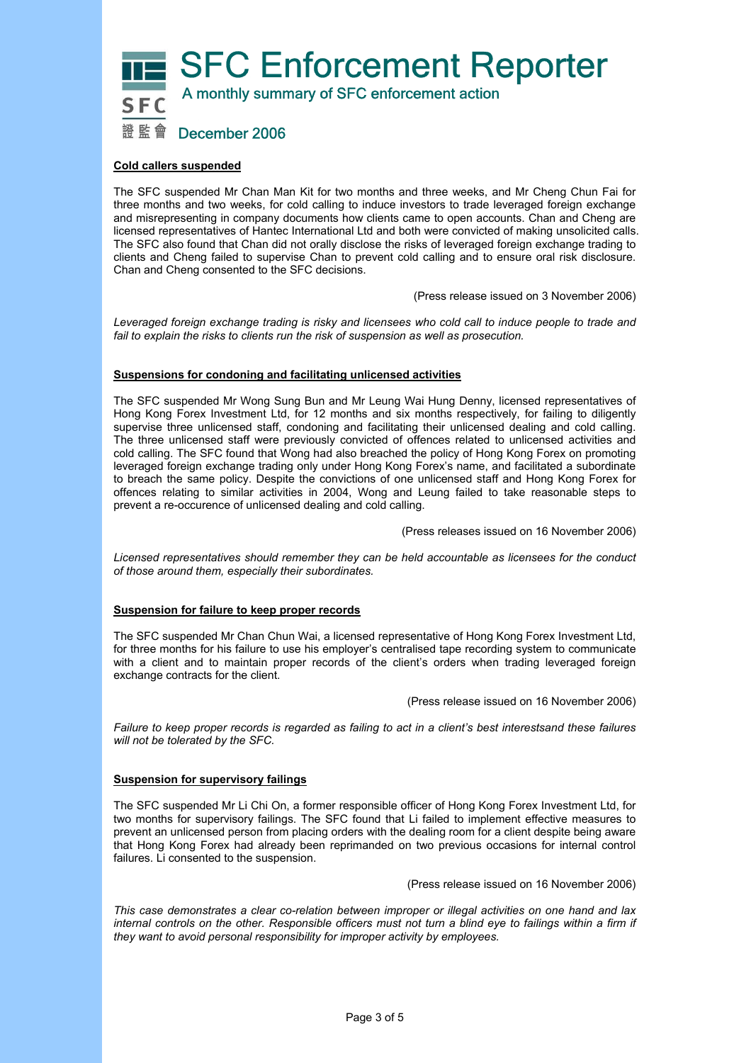# SFC Enforcement Reporter

A monthly summary of SFC enforcement action

December 2006

**Cold callers suspended**

The SFC suspended Mr Chan Man Kit for two months and three weeks, and Mr Cheng Chun Fai for three months and two weeks, for cold calling to induce investors to trade leveraged foreign exchange and misrepresenting in company documents how clients came to open accounts. Chan and Cheng are licensed representatives of Hantec International Ltd and both were convicted of making unsolicited calls. The SFC also found that Chan did not orally disclose the risks of leveraged foreign exchange trading to clients and Cheng failed to supervise Chan to prevent cold calling and to ensure oral risk disclosure. Chan and Cheng consented to the SFC decisions.

(Press release issued on 3 November 2006)

*Leveraged foreign exchange trading is risky and licensees who cold call to induce people to trade and fail to explain the risks to clients run the risk of suspension as well as prosecution.*

**Suspensions for condoning and facilitating unlicensed activities**

The SFC suspended Mr Wong Sung Bun and Mr Leung Wai Hung Denny, licensed representatives of Hong Kong Forex Investment Ltd, for 12 months and six months respectively, for failing to diligently supervise three unlicensed staff, condoning and facilitating their unlicensed dealing and cold calling. The three unlicensed staff were previously convicted of offences related to unlicensed activities and cold calling. The SFC found that Wong had also breached the policy of Hong Kong Forex on promoting leveraged foreign exchange trading only under Hong Kong Forex's name, and facilitated a subordinate to breach the same policy. Despite the convictions of one unlicensed staff and Hong Kong Forex for offences relating to similar activities in 2004, Wong and Leung failed to take reasonable steps to prevent a re-occurence of unlicensed dealing and cold calling.

(Press releases issued on 16 November 2006)

*Licensed representatives should remember they can be held accountable as licensees for the conduct of those around them, especially their subordinates.*

**Suspension for failure to keep proper records**

The SFC suspended Mr Chan Chun Wai, a licensed representative of Hong Kong Forex Investment Ltd, for three months for his failure to use his employer's centralised tape recording system to communicate with a client and to maintain proper records of the client's orders when trading leveraged foreign exchange contracts for the client.

(Press release issued on 16 November 2006)

*Failure to keep proper records is regarded as failing to act in a client's best interestsand these failures will not be tolerated by the SFC.*

**Suspension for supervisory failings**

The SFC suspended Mr Li Chi On, a former responsible officer of Hong Kong Forex Investment Ltd, for two months for supervisory failings. The SFC found that Li failed to implement effective measures to prevent an unlicensed person from placing orders with the dealing room for a client despite being aware that Hong Kong Forex had already been reprimanded on two previous occasions for internal control failures. Li consented to the suspension.

(Press release issued on 16 November 2006)

*This case demonstrates a clear co-relation between improper or illegal activities on one hand and lax internal controls on the other. Responsible officers must not turn a blind eye to failings within a firm if they want to avoid personal responsibility for improper activity by employees.*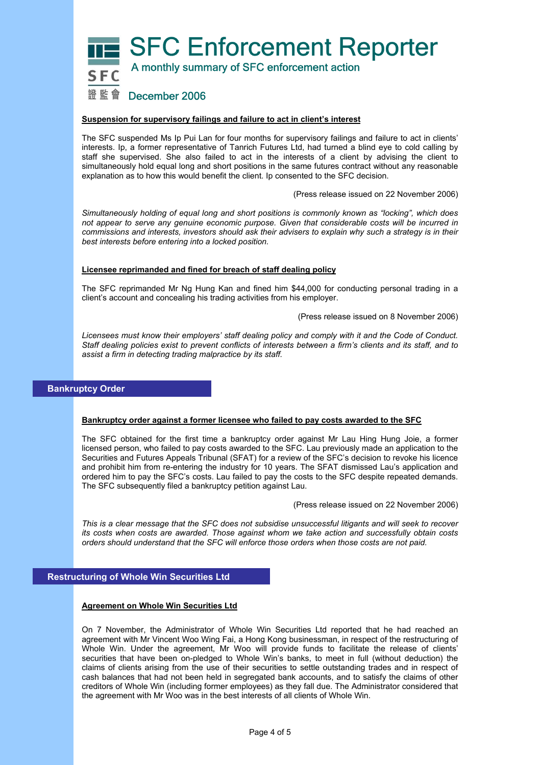### Suspension for supervisory failings and failure to act in client's interest

The SFC suspended Ms Ip Pui Lan for four months for supervisory failings and failure to act in clients' interests. Ip, a former representative of Tanrich Futures Ltd, had turned a blind eye to cold calling by staff she supervised. She also failed to act in the interests of a client by advising the client to simultaneously hold equal long and short positions in the same futures contract without any reasonable explanation as to how this would benefit the client. Ip consented to the SFC decision.

(Press release issued on 22 November 2006)

*Simultaneously holding of equal long and short positions is commonly known as "locking", which does not appear to serve any genuine economic purpose. Given that considerable costs will be incurred in commissions and interests, investors should ask their advisers to explain why such a strategy is in their best interests before entering into a locked position.*

### Licensee reprimanded and fined for breach of staff dealing policy

The SFC reprimanded Mr Ng Hung Kan and fined him $44,000 for conducting personal trading in a client's account and concealing his trading activities from his employer.

(Press release issued on 8 November 2006)

*Licensees must know their employers' staff dealing policy and comply with it and the Code of Conduct. Staff dealing policies exist to prevent conflicts of interests between a firm's clients and its staff, and to assist a firm in detecting trading malpractice by its staff.*

## Bankruptcy Order

### Bankruptcy order against a former licensee who failed to pay costs awarded to the SFC

The SFC obtained for the first time a bankruptcy order against Mr Lau Hing Hung Joie, a former licensed person, who failed to pay costs awarded to the SFC. Lau previously made an application to the Securities and Futures Appeals Tribunal (SFAT) for a review of the SFC's decision to revoke his licence and prohibit him from re-entering the industry for 10 years. The SFAT dismissed Lau's application and ordered him to pay the SFC's costs. Lau failed to pay the costs to the SFC despite repeated demands. The SFC subsequently filed a bankruptcy petition against Lau.

(Press release issued on 22 November 2006)

*This is a clear message that the SFC does not subsidise unsuccessful litigants and will seek to recover its costs when costs are awarded. Those against whom we take action and successfully obtain costs orders should understand that the SFC will enforce those orders when those costs are not paid.*

## Restructuring of Whole Win Securities Ltd

### Agreement on Whole Win Securities Ltd

On 7 November, the Administrator of Whole Win Securities Ltd reported that he had reached an agreement with Mr Vincent Woo Wing Fai, a Hong Kong businessman, in respect of the restructuring of Whole Win. Under the agreement, Mr Woo will provide funds to facilitate the release of clients' securities that have been on-pledged to Whole Win's banks, to meet in full (without deduction) the claims of clients arising from the use of their securities to settle outstanding trades and in respect of cash balances that had not been held in segregated bank accounts, and to satisfy the claims of other creditors of Whole Win (including former employees) as they fall due. The Administrator considered that the agreement with Mr Woo was in the best interests of all clients of Whole Win.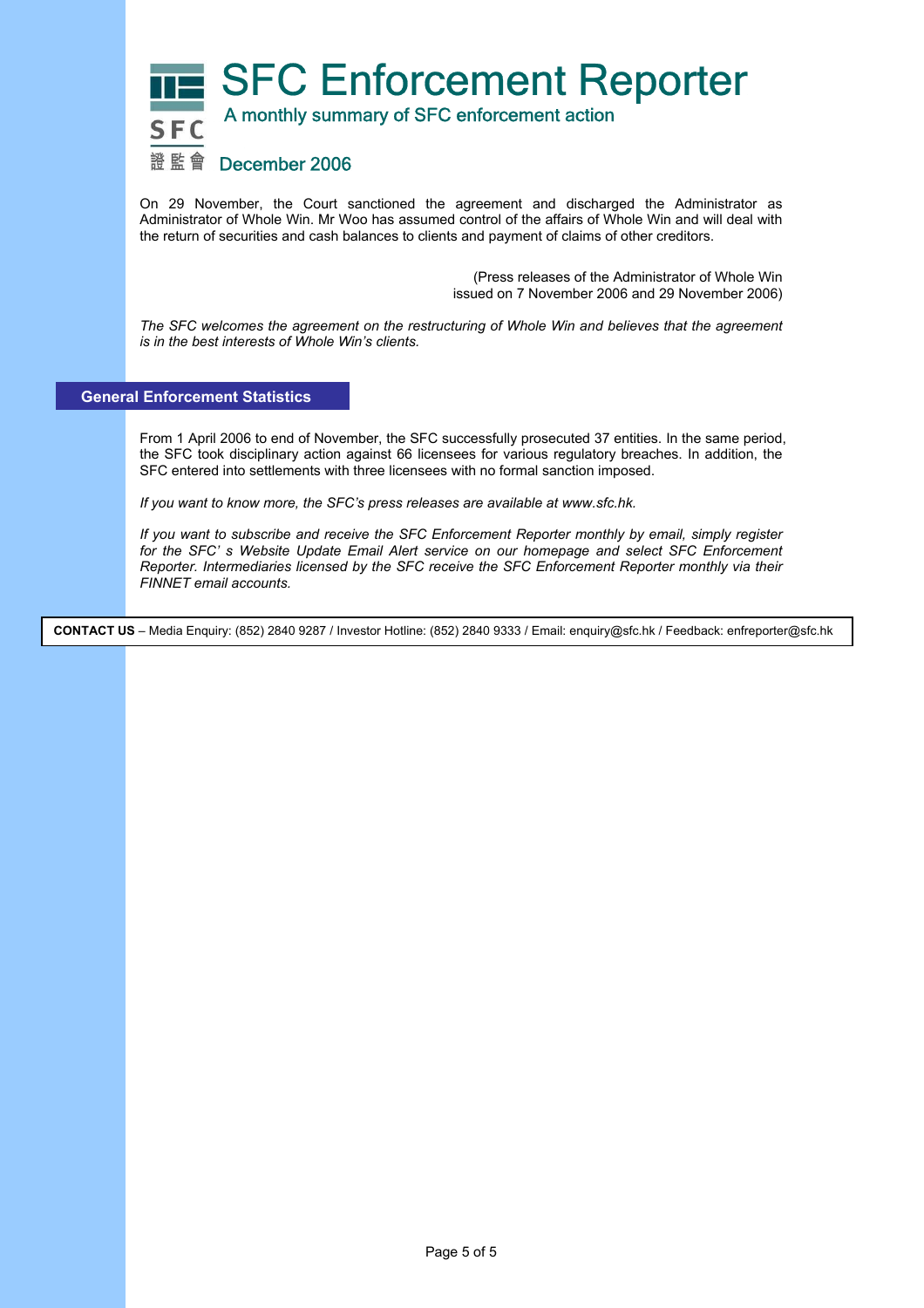# SFC Enforcement Reporter

A monthly summary of SFC enforcement action

December 2006

On 29 November, the Court sanctioned the agreement and discharged the Administrator as Administrator of Whole Win. Mr Woo has assumed control of the affairs of Whole Win and will deal with the return of securities and cash balances to clients and payment of claims of other creditors.

(Press releases of the Administrator of Whole Win issued on 7 November 2006 and 29 November 2006)

*The SFC welcomes the agreement on the restructuring of Whole Win and believes that the agreement is in the best interests of Whole Win's clients.*

## General Enforcement Statistics

From 1 April 2006 to end of November, the SFC successfully prosecuted 37 entities. In the same period, the SFC took disciplinary action against 66 licensees for various regulatory breaches. In addition, the SFC entered into settlements with three licensees with no formal sanction imposed.

*If you want to know more, the SFC's press releases are available at www.sfc.hk.*

*If you want to subscribe and receive the SFC Enforcement Reporter monthly by email, simply register for the SFC' s Website Update Email Alert service on our homepage and select SFC Enforcement Reporter. Intermediaries licensed by the SFC receive the SFC Enforcement Reporter monthly via their FINNET email accounts.*

**CONTACT US** – Media Enquiry: (852) 2840 9287 / Investor Hotline: (852) 2840 9333 / Email: enquiry@sfc.hk / Feedback: enfreporter@sfc.hk